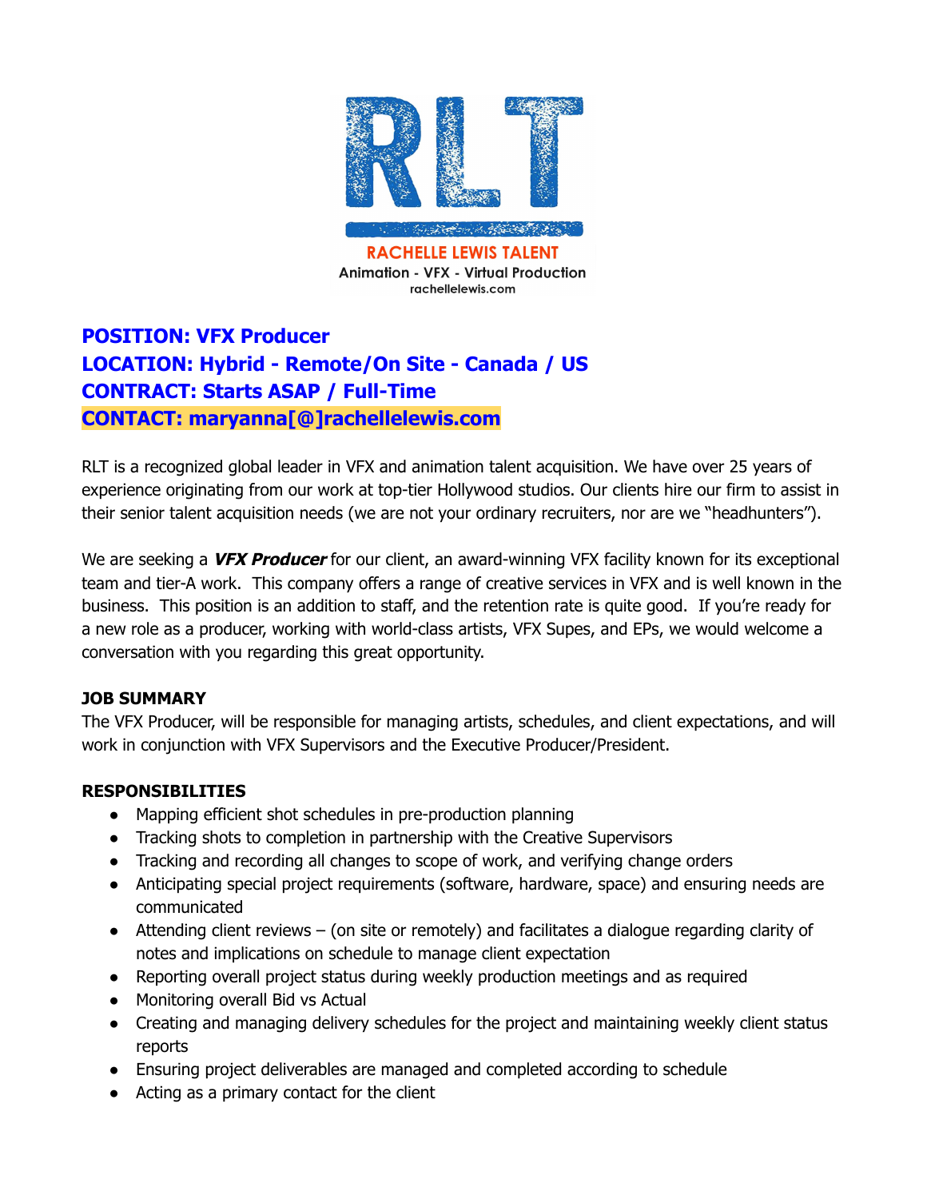RLT

RACHELLE LEWIS TALENT

Animation - VFX - Virtual Production

rachellelewis.com

**POSITION: VFX Producer**
**LOCATION: Hybrid - Remote/On Site - Canada / US**
**CONTRACT: Starts ASAP / Full-Time**
**CONTACT: maryanna[@]rachellelewis.com**

RLT is a recognized global leader in VFX and animation talent acquisition. We have over 25 years of experience originating from our work at top-tier Hollywood studios. Our clients hire our firm to assist in their senior talent acquisition needs (we are not your ordinary recruiters, nor are we "headhunters").

We are seeking a ***VFX Producer*** for our client, an award-winning VFX facility known for its exceptional team and tier-A work. This company offers a range of creative services in VFX and is well known in the business. This position is an addition to staff, and the retention rate is quite good. If you're ready for a new role as a producer, working with world-class artists, VFX Supes, and EPs, we would welcome a conversation with you regarding this great opportunity.

**JOB SUMMARY**

The VFX Producer, will be responsible for managing artists, schedules, and client expectations, and will work in conjunction with VFX Supervisors and the Executive Producer/President.

**RESPONSIBILITIES**

- Mapping efficient shot schedules in pre-production planning
- Tracking shots to completion in partnership with the Creative Supervisors
- Tracking and recording all changes to scope of work, and verifying change orders
- Anticipating special project requirements (software, hardware, space) and ensuring needs are communicated
- Attending client reviews – (on site or remotely) and facilitates a dialogue regarding clarity of notes and implications on schedule to manage client expectation
- Reporting overall project status during weekly production meetings and as required
- Monitoring overall Bid vs Actual
- Creating and managing delivery schedules for the project and maintaining weekly client status reports
- Ensuring project deliverables are managed and completed according to schedule
- Acting as a primary contact for the client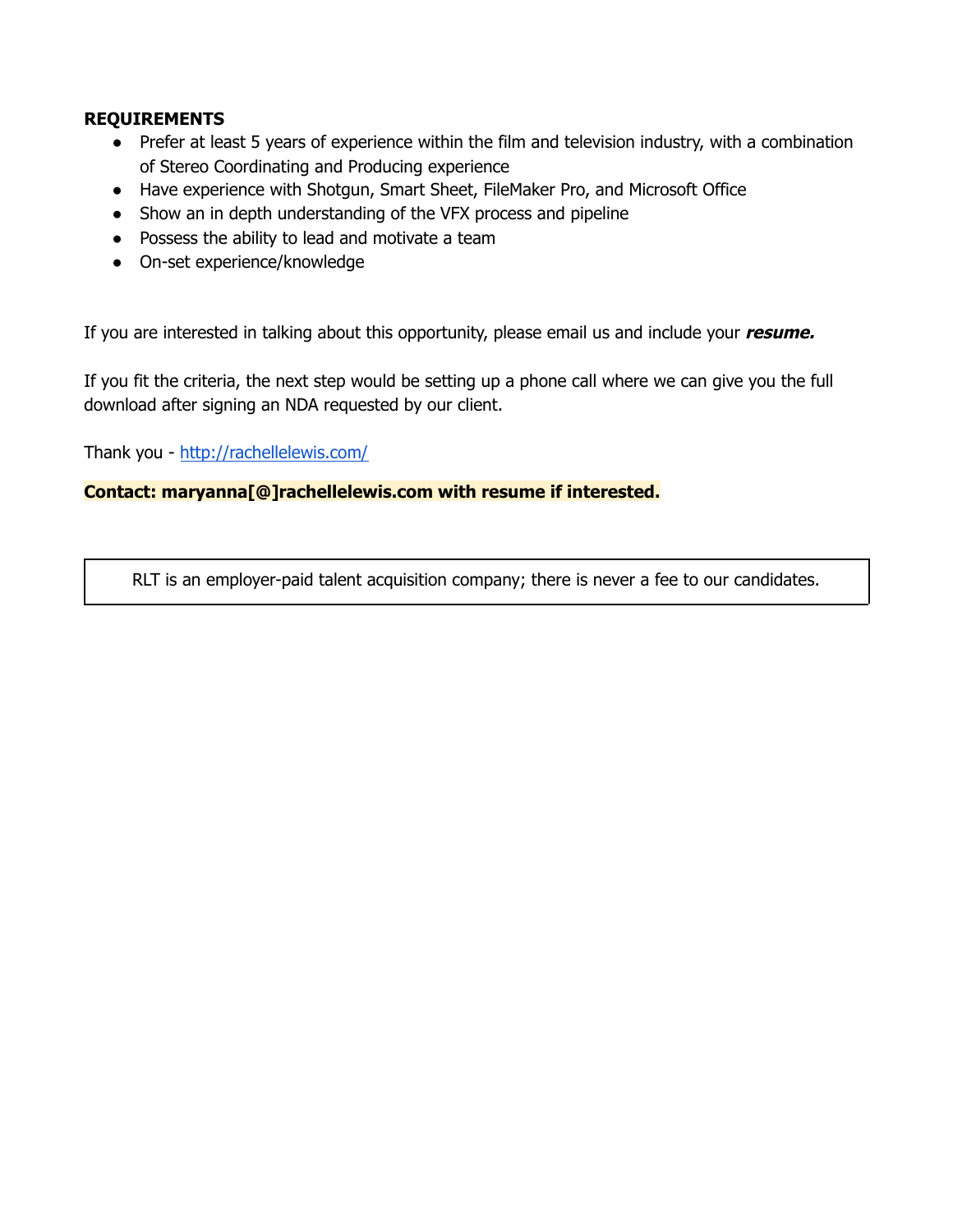**REQUIREMENTS**

- Prefer at least 5 years of experience within the film and television industry, with a combination of Stereo Coordinating and Producing experience
- Have experience with Shotgun, Smart Sheet, FileMaker Pro, and Microsoft Office
- Show an in depth understanding of the VFX process and pipeline
- Possess the ability to lead and motivate a team
- On-set experience/knowledge

If you are interested in talking about this opportunity, please email us and include your ***resume.***

If you fit the criteria, the next step would be setting up a phone call where we can give you the full download after signing an NDA requested by our client.

Thank you - [http://rachellelewis.com/](http://rachellelewis.com/)

**Contact: maryanna[@]rachellelewis.com with resume if interested.**

| |
|---|
| RLT is an employer-paid talent acquisition company; there is never a fee to our candidates. |